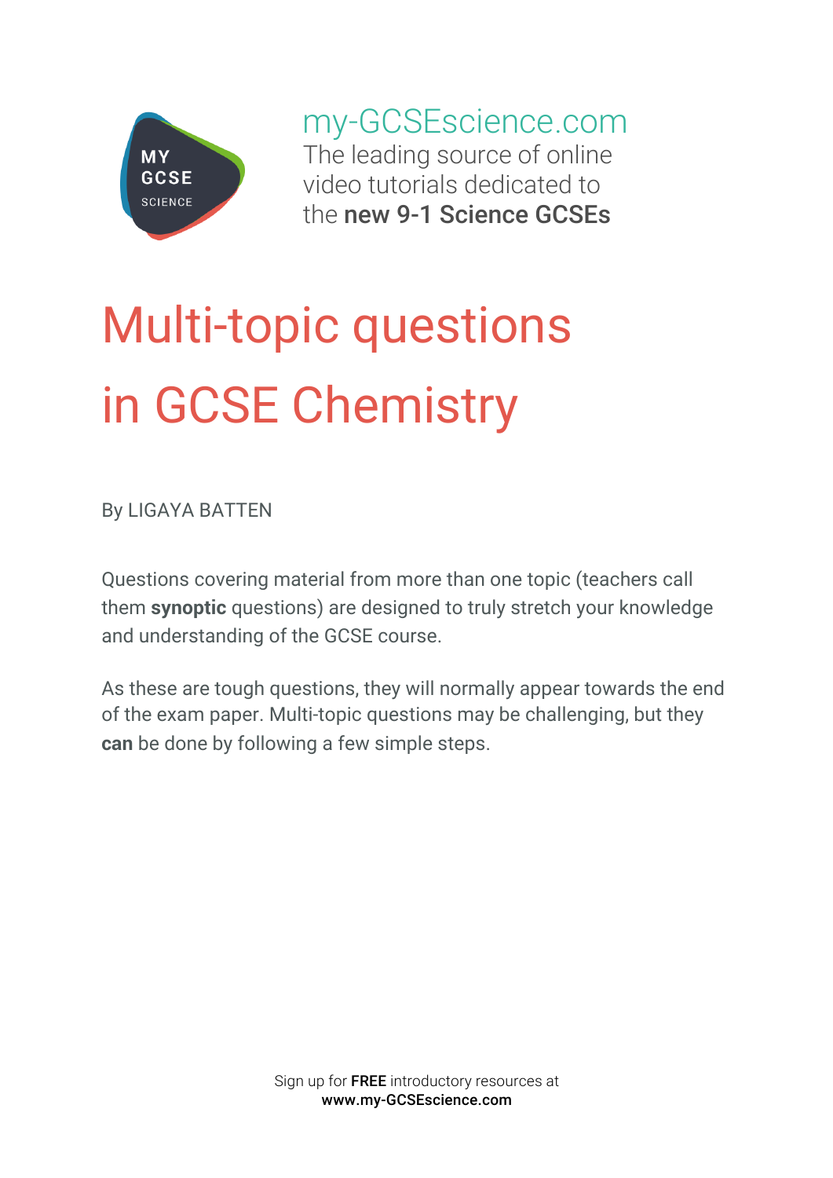my-GCSEscience.com

The leading source of online video tutorials dedicated to the **new 9-1 Science GCSEs**

# Multi-topic questions in GCSE Chemistry

By LIGAYA BATTEN

Questions covering material from more than one topic (teachers call them **synoptic** questions) are designed to truly stretch your knowledge and understanding of the GCSE course.

As these are tough questions, they will normally appear towards the end of the exam paper. Multi-topic questions may be challenging, but they **can** be done by following a few simple steps.

Sign up for **FREE** introductory resources at **www.my-GCSEscience.com**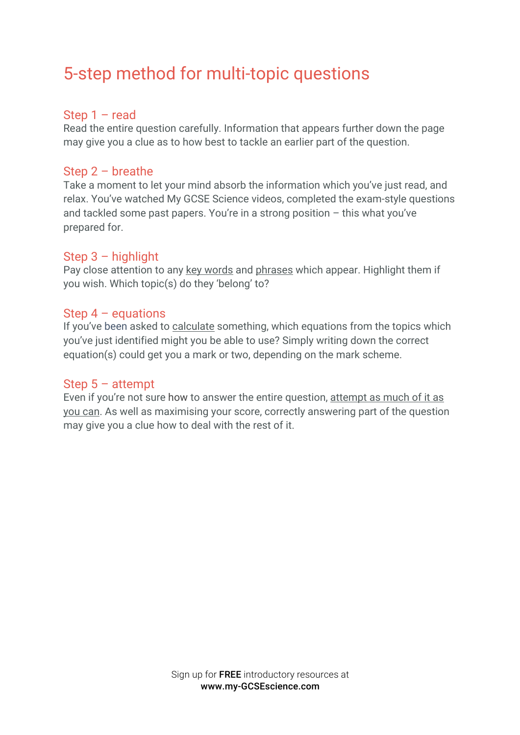# 5-step method for multi-topic questions

## Step 1 – read

Read the entire question carefully. Information that appears further down the page may give you a clue as to how best to tackle an earlier part of the question.

## Step 2 – breathe

Take a moment to let your mind absorb the information which you've just read, and relax. You've watched My GCSE Science videos, completed the exam-style questions and tackled some past papers. You're in a strong position – this what you've prepared for.

## Step 3 – highlight

Pay close attention to any key words and phrases which appear. Highlight them if you wish. Which topic(s) do they 'belong' to?

## Step 4 – equations

If you've been asked to calculate something, which equations from the topics which you've just identified might you be able to use? Simply writing down the correct equation(s) could get you a mark or two, depending on the mark scheme.

## Step 5 – attempt

Even if you're not sure how to answer the entire question, attempt as much of it as you can. As well as maximising your score, correctly answering part of the question may give you a clue how to deal with the rest of it.

Sign up for **FREE** introductory resources at
**www.my-GCSEscience.com**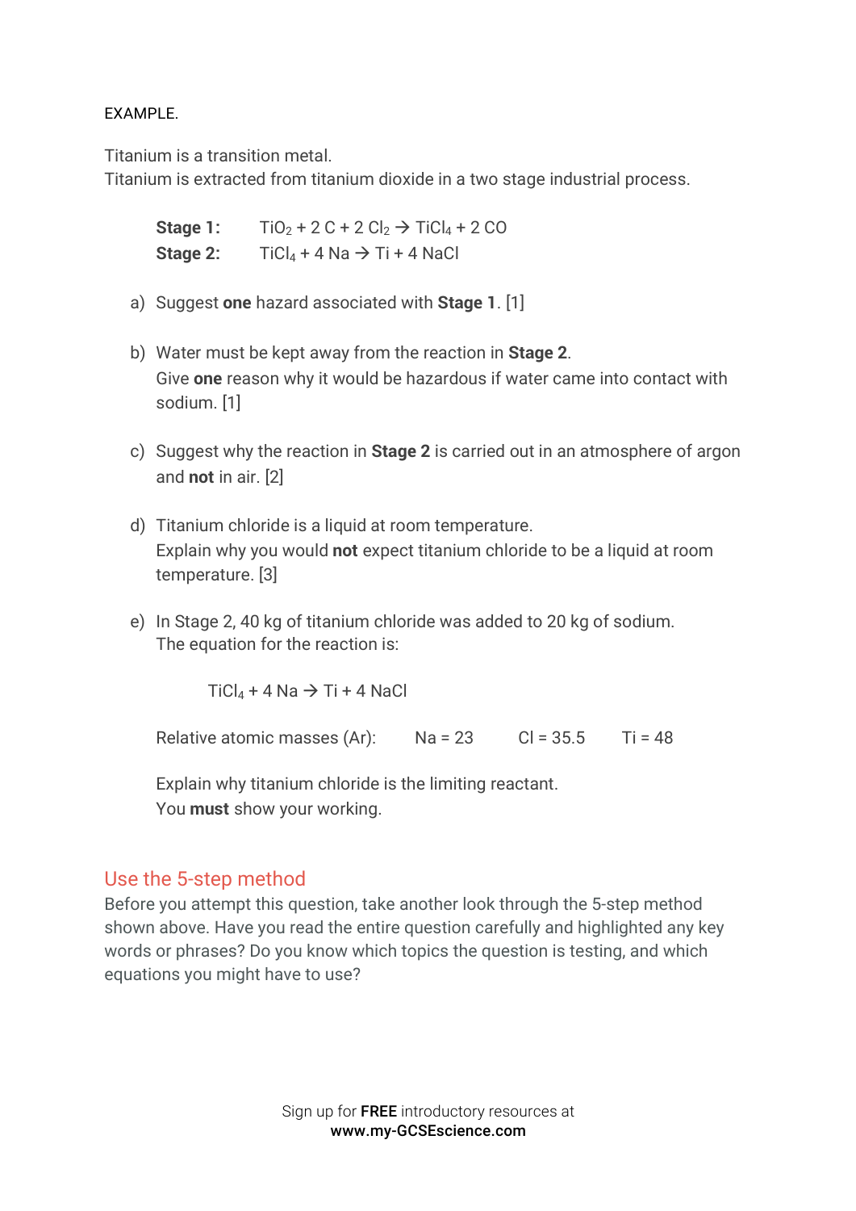EXAMPLE.

Titanium is a transition metal.
Titanium is extracted from titanium dioxide in a two stage industrial process.

**Stage 1:** $TiO_2 + 2\ C + 2\ Cl_2 \rightarrow TiCl_4 + 2\ CO$
**Stage 2:** $TiCl_4 + 4\ Na \rightarrow Ti + 4\ NaCl$

a) Suggest **one** hazard associated with **Stage 1**. [1]

b) Water must be kept away from the reaction in **Stage 2**.
Give **one** reason why it would be hazardous if water came into contact with sodium. [1]

c) Suggest why the reaction in **Stage 2** is carried out in an atmosphere of argon and **not** in air. [2]

d) Titanium chloride is a liquid at room temperature.
Explain why you would **not** expect titanium chloride to be a liquid at room temperature. [3]

e) In Stage 2, 40 kg of titanium chloride was added to 20 kg of sodium.
The equation for the reaction is:

$$TiCl_4 + 4\ Na \rightarrow Ti + 4\ NaCl$$

Relative atomic masses (Ar): Na = 23 Cl = 35.5 Ti = 48

Explain why titanium chloride is the limiting reactant.
You **must** show your working.

## Use the 5-step method

Before you attempt this question, take another look through the 5-step method shown above. Have you read the entire question carefully and highlighted any key words or phrases? Do you know which topics the question is testing, and which equations you might have to use?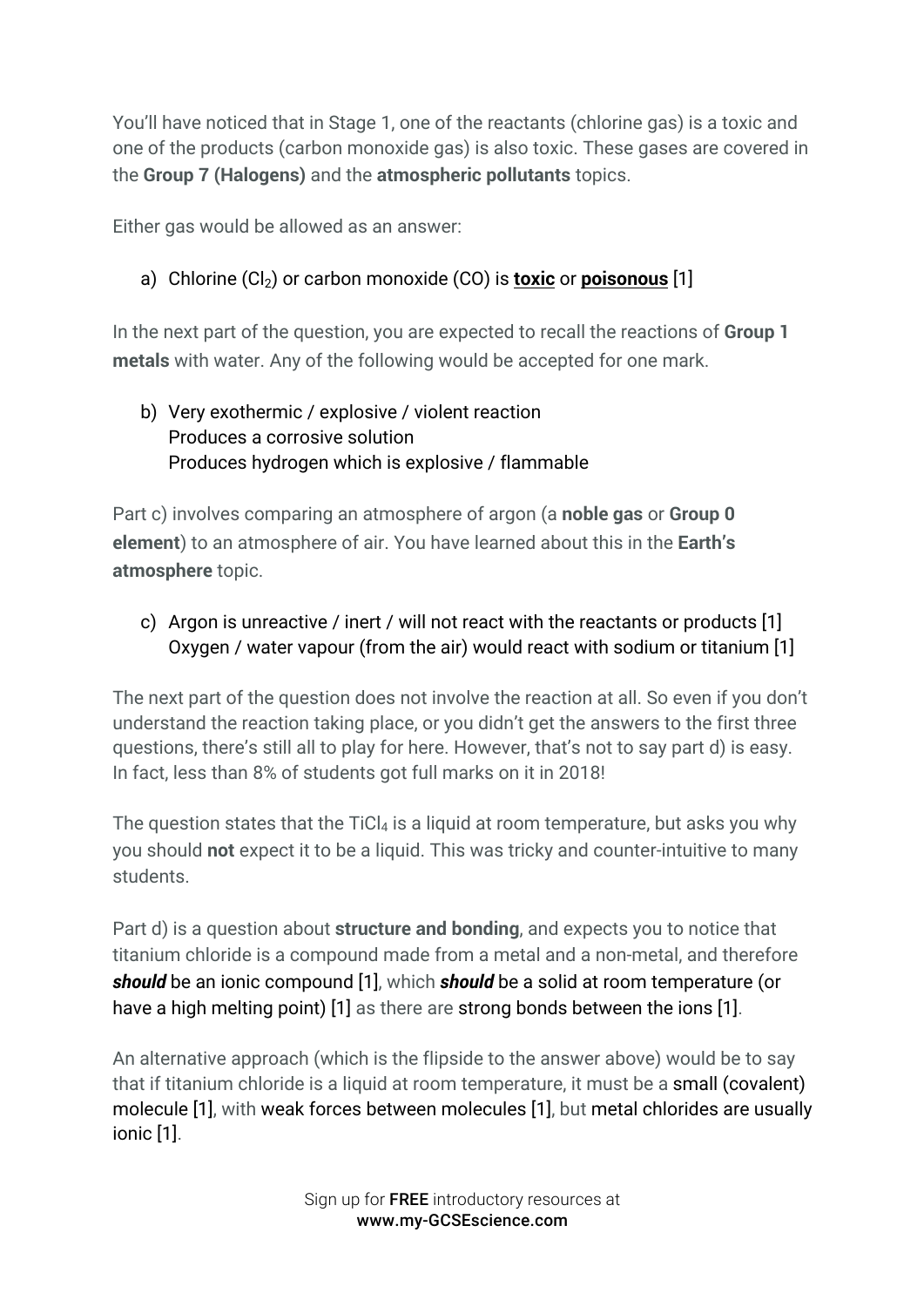You'll have noticed that in Stage 1, one of the reactants (chlorine gas) is a toxic and one of the products (carbon monoxide gas) is also toxic. These gases are covered in the **Group 7 (Halogens)** and the **atmospheric pollutants** topics.

Either gas would be allowed as an answer:

a) Chlorine ($Cl_2$) or carbon monoxide (CO) is **toxic** or **poisonous** [1]

In the next part of the question, you are expected to recall the reactions of **Group 1 metals** with water. Any of the following would be accepted for one mark.

b) Very exothermic / explosive / violent reaction
   Produces a corrosive solution
   Produces hydrogen which is explosive / flammable

Part c) involves comparing an atmosphere of argon (a **noble gas** or **Group 0 element**) to an atmosphere of air. You have learned about this in the **Earth's atmosphere** topic.

c) Argon is unreactive / inert / will not react with the reactants or products [1]
   Oxygen / water vapour (from the air) would react with sodium or titanium [1]

The next part of the question does not involve the reaction at all. So even if you don't understand the reaction taking place, or you didn't get the answers to the first three questions, there's still all to play for here. However, that's not to say part d) is easy. In fact, less than 8% of students got full marks on it in 2018!

The question states that the $TiCl_4$ is a liquid at room temperature, but asks you why you should **not** expect it to be a liquid. This was tricky and counter-intuitive to many students.

Part d) is a question about **structure and bonding**, and expects you to notice that titanium chloride is a compound made from a metal and a non-metal, and therefore ***should*** be an ionic compound [1], which ***should*** be a solid at room temperature (or have a high melting point) [1] as there are strong bonds between the ions [1].

An alternative approach (which is the flipside to the answer above) would be to say that if titanium chloride is a liquid at room temperature, it must be a small (covalent) molecule [1], with weak forces between molecules [1], but metal chlorides are usually ionic [1].

Sign up for **FREE** introductory resources at **www.my-GCSEscience.com**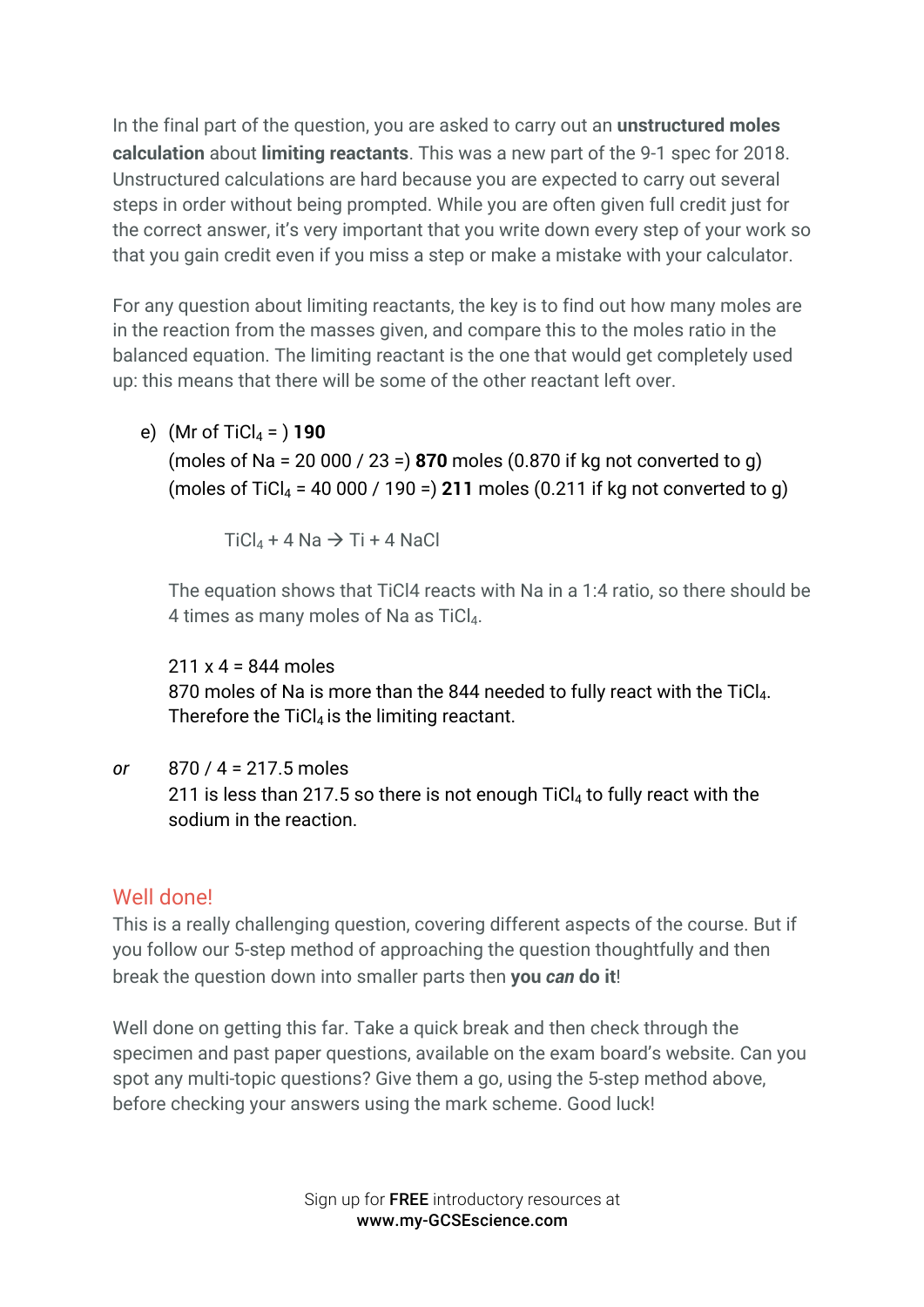In the final part of the question, you are asked to carry out an **unstructured moles calculation** about **limiting reactants**. This was a new part of the 9-1 spec for 2018. Unstructured calculations are hard because you are expected to carry out several steps in order without being prompted. While you are often given full credit just for the correct answer, it's very important that you write down every step of your work so that you gain credit even if you miss a step or make a mistake with your calculator.

For any question about limiting reactants, the key is to find out how many moles are in the reaction from the masses given, and compare this to the moles ratio in the balanced equation. The limiting reactant is the one that would get completely used up: this means that there will be some of the other reactant left over.

e) (Mr of $TiCl_4$ = ) **190**
(moles of Na = 20 000 / 23 =) **870** moles (0.870 if kg not converted to g)
(moles of $TiCl_4$ = 40 000 / 190 =) **211** moles (0.211 if kg not converted to g)

$$TiCl_4 + 4\,Na \rightarrow Ti + 4\,NaCl$$

The equation shows that TiCl4 reacts with Na in a 1:4 ratio, so there should be 4 times as many moles of Na as $TiCl_4$.

211 x 4 = 844 moles
870 moles of Na is more than the 844 needed to fully react with the $TiCl_4$.
Therefore the $TiCl_4$ is the limiting reactant.

*or* 870 / 4 = 217.5 moles
211 is less than 217.5 so there is not enough $TiCl_4$ to fully react with the sodium in the reaction.

## Well done!

This is a really challenging question, covering different aspects of the course. But if you follow our 5-step method of approaching the question thoughtfully and then break the question down into smaller parts then **you *can* do it**!

Well done on getting this far. Take a quick break and then check through the specimen and past paper questions, available on the exam board's website. Can you spot any multi-topic questions? Give them a go, using the 5-step method above, before checking your answers using the mark scheme. Good luck!

Sign up for **FREE** introductory resources at
**www.my-GCSEscience.com**